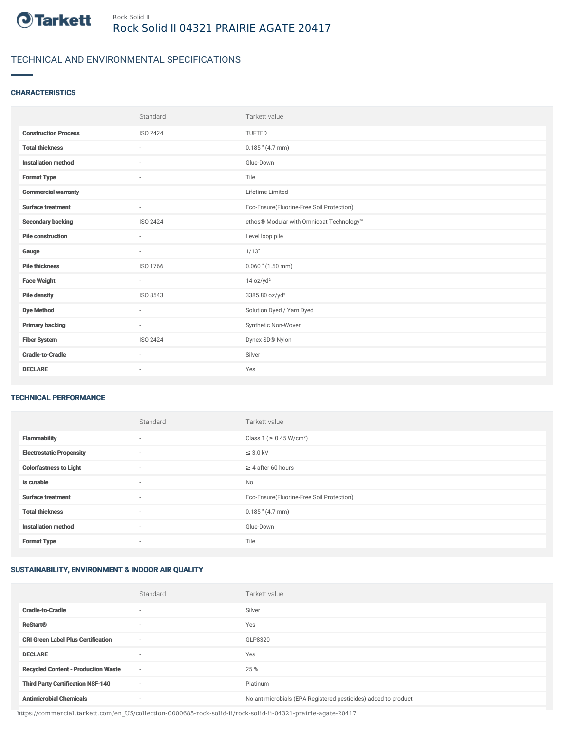Rock Solid II

# Rock Solid II 04321 PRAIRIE AGATE 20417

## TECHNICAL AND ENVIRONMENTAL SPECIFICATIONS

### CHARACTERISTICS

| | Standard | Tarkett value |
|---|---|---|
| **Construction Process** | ISO 2424 | TUFTED |
| **Total thickness** | - | 0.185 " (4.7 mm) |
| **Installation method** | - | Glue-Down |
| **Format Type** | - | Tile |
| **Commercial warranty** | - | Lifetime Limited |
| **Surface treatment** | - | Eco-Ensure(Fluorine-Free Soil Protection) |
| **Secondary backing** | ISO 2424 | ethos® Modular with Omnicoat Technology™ |
| **Pile construction** | - | Level loop pile |
| **Gauge** | - | 1/13" |
| **Pile thickness** | ISO 1766 | 0.060 " (1.50 mm) |
| **Face Weight** | - | 14 oz/yd² |
| **Pile density** | ISO 8543 | 3385.80 oz/yd³ |
| **Dye Method** | - | Solution Dyed / Yarn Dyed |
| **Primary backing** | - | Synthetic Non-Woven |
| **Fiber System** | ISO 2424 | Dynex SD® Nylon |
| **Cradle-to-Cradle** | - | Silver |
| **DECLARE** | - | Yes |

### TECHNICAL PERFORMANCE

| | Standard | Tarkett value |
|---|---|---|
| **Flammability** | - | Class 1 (≥ 0.45 W/cm²) |
| **Electrostatic Propensity** | - | ≤ 3.0 kV |
| **Colorfastness to Light** | - | ≥ 4 after 60 hours |
| **Is cutable** | - | No |
| **Surface treatment** | - | Eco-Ensure(Fluorine-Free Soil Protection) |
| **Total thickness** | - | 0.185 " (4.7 mm) |
| **Installation method** | - | Glue-Down |
| **Format Type** | - | Tile |

### SUSTAINABILITY, ENVIRONMENT & INDOOR AIR QUALITY

| | Standard | Tarkett value |
|---|---|---|
| **Cradle-to-Cradle** | - | Silver |
| **ReStart®** | - | Yes |
| **CRI Green Label Plus Certification** | - | GLP8320 |
| **DECLARE** | - | Yes |
| **Recycled Content - Production Waste** | - | 25 % |
| **Third Party Certification NSF-140** | - | Platinum |
| **Antimicrobial Chemicals** | - | No antimicrobials (EPA Registered pesticides) added to product |

https://commercial.tarkett.com/en_US/collection-C000685-rock-solid-ii/rock-solid-ii-04321-prairie-agate-20417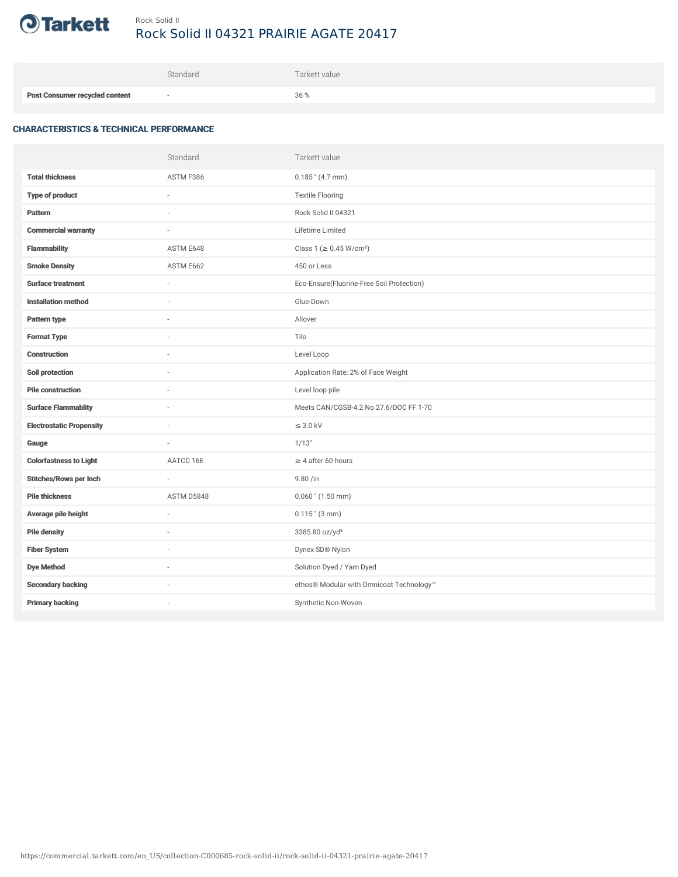# Rock Solid II 04321 PRAIRIE AGATE 20417

Rock Solid II

| | Standard | Tarkett value |
|---|---|---|
| **Post Consumer recycled content** | - | 36 % |

## CHARACTERISTICS & TECHNICAL PERFORMANCE

| | Standard | Tarkett value |
|---|---|---|
| **Total thickness** | ASTM F386 | 0.185 " (4.7 mm) |
| **Type of product** | - | Textile Flooring |
| **Pattern** | - | Rock Solid II 04321 |
| **Commercial warranty** | - | Lifetime Limited |
| **Flammability** | ASTM E648 | Class 1 (≥ 0.45 W/cm²) |
| **Smoke Density** | ASTM E662 | 450 or Less |
| **Surface treatment** | - | Eco-Ensure(Fluorine-Free Soil Protection) |
| **Installation method** | - | Glue-Down |
| **Pattern type** | - | Allover |
| **Format Type** | - | Tile |
| **Construction** | - | Level Loop |
| **Soil protection** | - | Application Rate: 2% of Face Weight |
| **Pile construction** | - | Level loop pile |
| **Surface Flammablity** | - | Meets CAN/CGSB-4.2 No.27.6/DOC FF 1-70 |
| **Electrostatic Propensity** | - | ≤ 3.0 kV |
| **Gauge** | - | 1/13" |
| **Colorfastness to Light** | AATCC 16E | ≥ 4 after 60 hours |
| **Stitches/Rows per Inch** | - | 9.80 /in |
| **Pile thickness** | ASTM D5848 | 0.060 " (1.50 mm) |
| **Average pile height** | - | 0.115 " (3 mm) |
| **Pile density** | - | 3385.80 oz/yd³ |
| **Fiber System** | - | Dynex SD® Nylon |
| **Dye Method** | - | Solution Dyed / Yarn Dyed |
| **Secondary backing** | - | ethos® Modular with Omnicoat Technology™ |
| **Primary backing** | - | Synthetic Non-Woven |